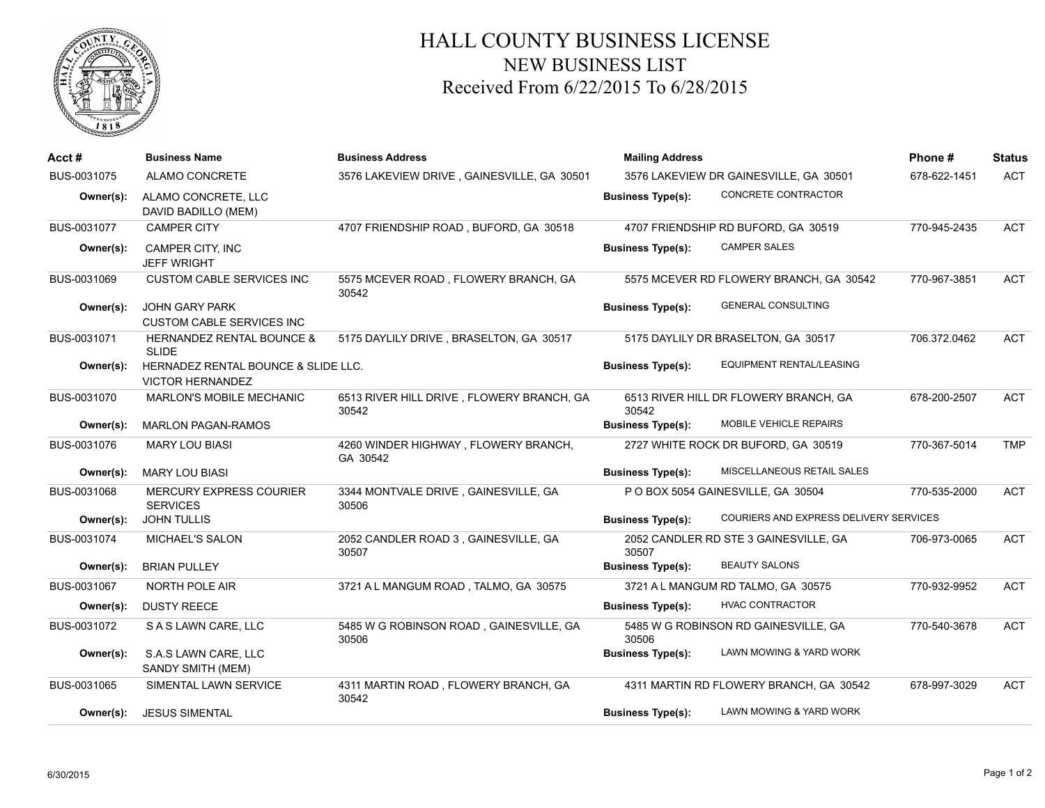# HALL COUNTY BUSINESS LICENSE
## NEW BUSINESS LIST
### Received From 6/22/2015 To 6/28/2015

| Acct # | Business Name | Business Address | Mailing Address | | Phone # | Status |
|---|---|---|---|---|---|---|
| BUS-0031075 | ALAMO CONCRETE | 3576 LAKEVIEW DRIVE , GAINESVILLE, GA 30501 | 3576 LAKEVIEW DR GAINESVILLE, GA 30501 | | 678-622-1451 | ACT |
| **Owner(s):** | ALAMO CONCRETE, LLC<br>DAVID BADILLO (MEM) | | **Business Type(s):** | CONCRETE CONTRACTOR | | |
| BUS-0031077 | CAMPER CITY | 4707 FRIENDSHIP ROAD , BUFORD, GA 30518 | 4707 FRIENDSHIP RD BUFORD, GA 30519 | | 770-945-2435 | ACT |
| **Owner(s):** | CAMPER CITY, INC<br>JEFF WRIGHT | | **Business Type(s):** | CAMPER SALES | | |
| BUS-0031069 | CUSTOM CABLE SERVICES INC | 5575 MCEVER ROAD , FLOWERY BRANCH, GA 30542 | 5575 MCEVER RD FLOWERY BRANCH, GA 30542 | | 770-967-3851 | ACT |
| **Owner(s):** | JOHN GARY PARK<br>CUSTOM CABLE SERVICES INC | | **Business Type(s):** | GENERAL CONSULTING | | |
| BUS-0031071 | HERNANDEZ RENTAL BOUNCE & SLIDE | 5175 DAYLILY DRIVE , BRASELTON, GA 30517 | 5175 DAYLILY DR BRASELTON, GA 30517 | | 706.372.0462 | ACT |
| **Owner(s):** | HERNADEZ RENTAL BOUNCE & SLIDE LLC.<br>VICTOR HERNANDEZ | | **Business Type(s):** | EQUIPMENT RENTAL/LEASING | | |
| BUS-0031070 | MARLON'S MOBILE MECHANIC | 6513 RIVER HILL DRIVE , FLOWERY BRANCH, GA 30542 | 6513 RIVER HILL DR FLOWERY BRANCH, GA 30542 | | 678-200-2507 | ACT |
| **Owner(s):** | MARLON PAGAN-RAMOS | | **Business Type(s):** | MOBILE VEHICLE REPAIRS | | |
| BUS-0031076 | MARY LOU BIASI | 4260 WINDER HIGHWAY , FLOWERY BRANCH, GA 30542 | 2727 WHITE ROCK DR BUFORD, GA 30519 | | 770-367-5014 | TMP |
| **Owner(s):** | MARY LOU BIASI | | **Business Type(s):** | MISCELLANEOUS RETAIL SALES | | |
| BUS-0031068 | MERCURY EXPRESS COURIER SERVICES | 3344 MONTVALE DRIVE , GAINESVILLE, GA 30506 | P O BOX 5054 GAINESVILLE, GA 30504 | | 770-535-2000 | ACT |
| **Owner(s):** | JOHN TULLIS | | **Business Type(s):** | COURIERS AND EXPRESS DELIVERY SERVICES | | |
| BUS-0031074 | MICHAEL'S SALON | 2052 CANDLER ROAD 3 , GAINESVILLE, GA 30507 | 2052 CANDLER RD STE 3 GAINESVILLE, GA 30507 | | 706-973-0065 | ACT |
| **Owner(s):** | BRIAN PULLEY | | **Business Type(s):** | BEAUTY SALONS | | |
| BUS-0031067 | NORTH POLE AIR | 3721 A L MANGUM ROAD , TALMO, GA 30575 | 3721 A L MANGUM RD TALMO, GA 30575 | | 770-932-9952 | ACT |
| **Owner(s):** | DUSTY REECE | | **Business Type(s):** | HVAC CONTRACTOR | | |
| BUS-0031072 | S A S LAWN CARE, LLC | 5485 W G ROBINSON ROAD , GAINESVILLE, GA 30506 | 5485 W G ROBINSON RD GAINESVILLE, GA 30506 | | 770-540-3678 | ACT |
| **Owner(s):** | S.A.S LAWN CARE, LLC<br>SANDY SMITH (MEM) | | **Business Type(s):** | LAWN MOWING & YARD WORK | | |
| BUS-0031065 | SIMENTAL LAWN SERVICE | 4311 MARTIN ROAD , FLOWERY BRANCH, GA 30542 | 4311 MARTIN RD FLOWERY BRANCH, GA 30542 | | 678-997-3029 | ACT |
| **Owner(s):** | JESUS SIMENTAL | | **Business Type(s):** | LAWN MOWING & YARD WORK | | |

6/30/2015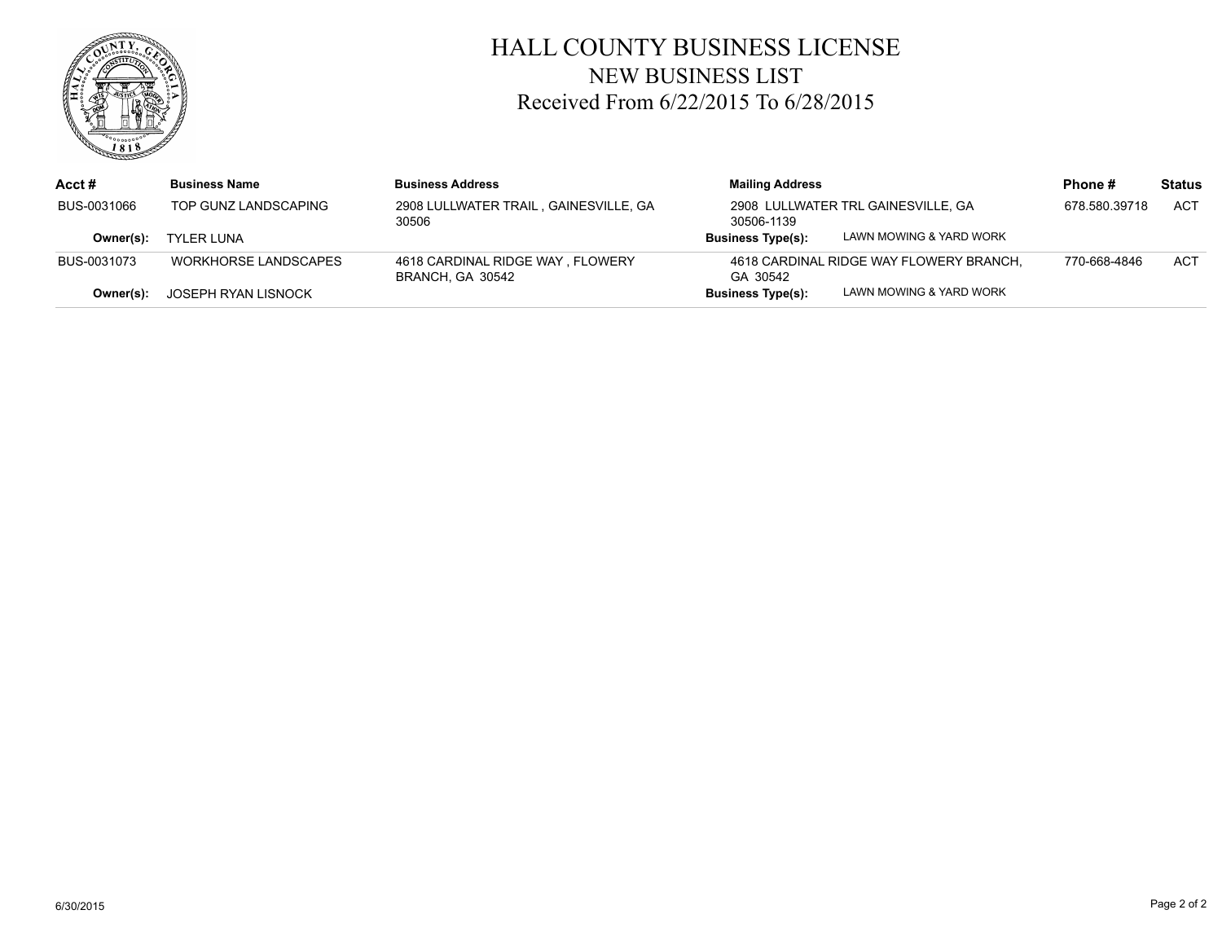# HALL COUNTY BUSINESS LICENSE

## NEW BUSINESS LIST

## Received From 6/22/2015 To 6/28/2015

| Acct # | Business Name | Business Address | Mailing Address | | Phone # | Status |
|---|---|---|---|---|---|---|
| BUS-0031066 | TOP GUNZ LANDSCAPING | 2908 LULLWATER TRAIL , GAINESVILLE, GA 30506 | 2908 LULLWATER TRL GAINESVILLE, GA 30506-1139 | | 678.580.39718 | ACT |
| **Owner(s):** | TYLER LUNA | | **Business Type(s):** | LAWN MOWING & YARD WORK | | |
| BUS-0031073 | WORKHORSE LANDSCAPES | 4618 CARDINAL RIDGE WAY , FLOWERY BRANCH, GA 30542 | 4618 CARDINAL RIDGE WAY FLOWERY BRANCH, GA 30542 | | 770-668-4846 | ACT |
| **Owner(s):** | JOSEPH RYAN LISNOCK | | **Business Type(s):** | LAWN MOWING & YARD WORK | | |

6/30/2015